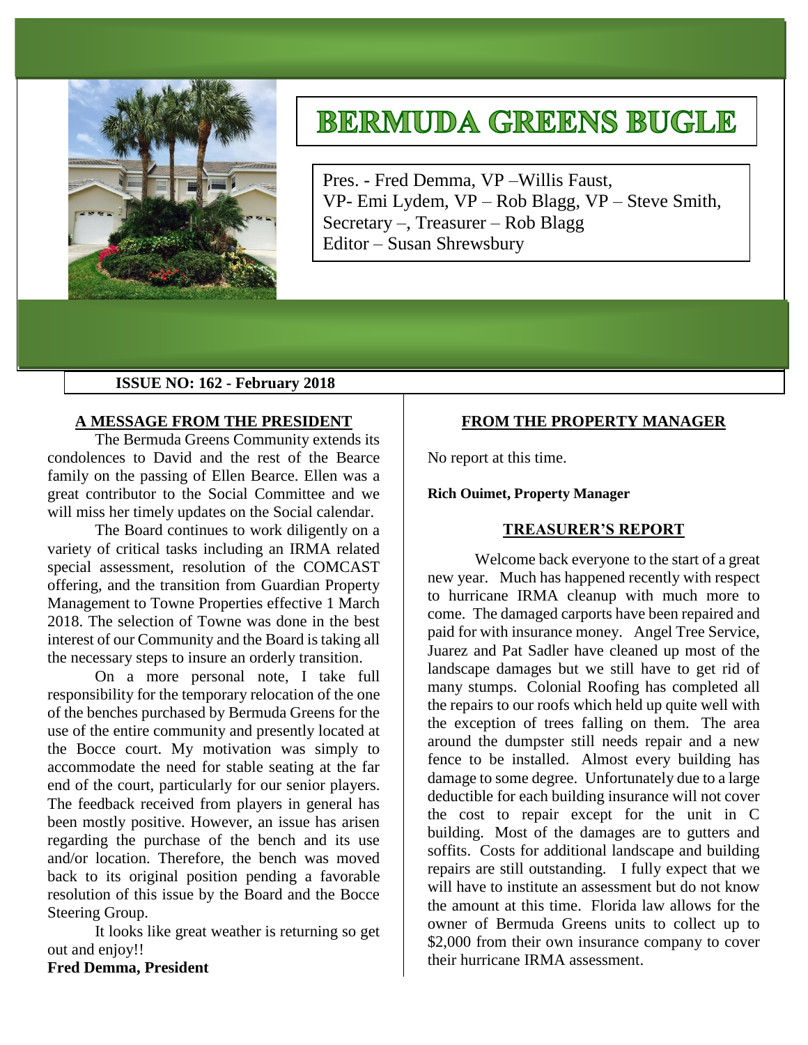# BERMUDA GREENS BUGLE

Pres. - Fred Demma, VP –Willis Faust,
VP- Emi Lydem, VP – Rob Blagg, VP – Steve Smith,
Secretary –, Treasurer – Rob Blagg
Editor – Susan Shrewsbury

**ISSUE NO: 162 - February 2018**

## A MESSAGE FROM THE PRESIDENT

The Bermuda Greens Community extends its condolences to David and the rest of the Bearce family on the passing of Ellen Bearce. Ellen was a great contributor to the Social Committee and we will miss her timely updates on the Social calendar.

The Board continues to work diligently on a variety of critical tasks including an IRMA related special assessment, resolution of the COMCAST offering, and the transition from Guardian Property Management to Towne Properties effective 1 March 2018. The selection of Towne was done in the best interest of our Community and the Board is taking all the necessary steps to insure an orderly transition.

On a more personal note, I take full responsibility for the temporary relocation of the one of the benches purchased by Bermuda Greens for the use of the entire community and presently located at the Bocce court. My motivation was simply to accommodate the need for stable seating at the far end of the court, particularly for our senior players. The feedback received from players in general has been mostly positive. However, an issue has arisen regarding the purchase of the bench and its use and/or location. Therefore, the bench was moved back to its original position pending a favorable resolution of this issue by the Board and the Bocce Steering Group.

It looks like great weather is returning so get out and enjoy!!

**Fred Demma, President**

## FROM THE PROPERTY MANAGER

No report at this time.

**Rich Ouimet, Property Manager**

## TREASURER'S REPORT

Welcome back everyone to the start of a great new year. Much has happened recently with respect to hurricane IRMA cleanup with much more to come. The damaged carports have been repaired and paid for with insurance money. Angel Tree Service, Juarez and Pat Sadler have cleaned up most of the landscape damages but we still have to get rid of many stumps. Colonial Roofing has completed all the repairs to our roofs which held up quite well with the exception of trees falling on them. The area around the dumpster still needs repair and a new fence to be installed. Almost every building has damage to some degree. Unfortunately due to a large deductible for each building insurance will not cover the cost to repair except for the unit in C building. Most of the damages are to gutters and soffits. Costs for additional landscape and building repairs are still outstanding. I fully expect that we will have to institute an assessment but do not know the amount at this time. Florida law allows for the owner of Bermuda Greens units to collect up to $2,000 from their own insurance company to cover their hurricane IRMA assessment.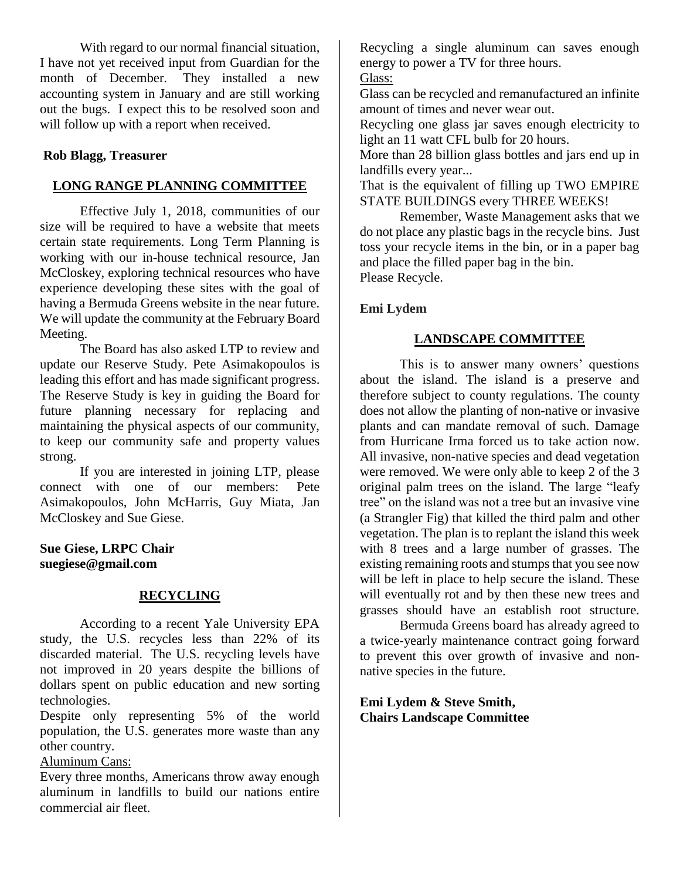With regard to our normal financial situation, I have not yet received input from Guardian for the month of December. They installed a new accounting system in January and are still working out the bugs. I expect this to be resolved soon and will follow up with a report when received.

**Rob Blagg, Treasurer**

## LONG RANGE PLANNING COMMITTEE

Effective July 1, 2018, communities of our size will be required to have a website that meets certain state requirements. Long Term Planning is working with our in-house technical resource, Jan McCloskey, exploring technical resources who have experience developing these sites with the goal of having a Bermuda Greens website in the near future. We will update the community at the February Board Meeting.

The Board has also asked LTP to review and update our Reserve Study. Pete Asimakopoulos is leading this effort and has made significant progress. The Reserve Study is key in guiding the Board for future planning necessary for replacing and maintaining the physical aspects of our community, to keep our community safe and property values strong.

If you are interested in joining LTP, please connect with one of our members: Pete Asimakopoulos, John McHarris, Guy Miata, Jan McCloskey and Sue Giese.

**Sue Giese, LRPC Chair**
**suegiese@gmail.com**

## RECYCLING

According to a recent Yale University EPA study, the U.S. recycles less than 22% of its discarded material. The U.S. recycling levels have not improved in 20 years despite the billions of dollars spent on public education and new sorting technologies.

Despite only representing 5% of the world population, the U.S. generates more waste than any other country.

Aluminum Cans:

Every three months, Americans throw away enough aluminum in landfills to build our nations entire commercial air fleet.

Recycling a single aluminum can saves enough energy to power a TV for three hours.

Glass:

Glass can be recycled and remanufactured an infinite amount of times and never wear out.

Recycling one glass jar saves enough electricity to light an 11 watt CFL bulb for 20 hours.

More than 28 billion glass bottles and jars end up in landfills every year...

That is the equivalent of filling up TWO EMPIRE STATE BUILDINGS every THREE WEEKS!

Remember, Waste Management asks that we do not place any plastic bags in the recycle bins. Just toss your recycle items in the bin, or in a paper bag and place the filled paper bag in the bin.

Please Recycle.

**Emi Lydem**

## LANDSCAPE COMMITTEE

This is to answer many owners' questions about the island. The island is a preserve and therefore subject to county regulations. The county does not allow the planting of non-native or invasive plants and can mandate removal of such. Damage from Hurricane Irma forced us to take action now. All invasive, non-native species and dead vegetation were removed. We were only able to keep 2 of the 3 original palm trees on the island. The large "leafy tree" on the island was not a tree but an invasive vine (a Strangler Fig) that killed the third palm and other vegetation. The plan is to replant the island this week with 8 trees and a large number of grasses. The existing remaining roots and stumps that you see now will be left in place to help secure the island. These will eventually rot and by then these new trees and grasses should have an establish root structure.

Bermuda Greens board has already agreed to a twice-yearly maintenance contract going forward to prevent this over growth of invasive and non-native species in the future.

**Emi Lydem & Steve Smith,**
**Chairs Landscape Committee**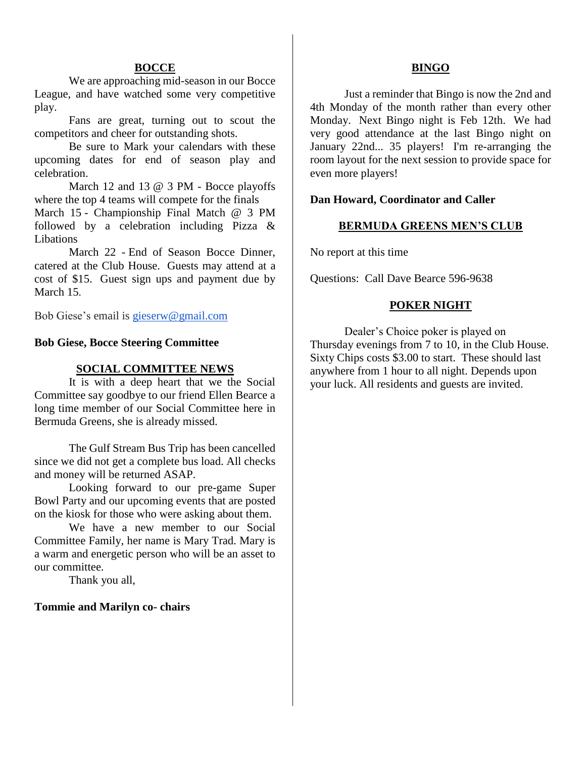## BOCCE

We are approaching mid-season in our Bocce League, and have watched some very competitive play.

Fans are great, turning out to scout the competitors and cheer for outstanding shots.

Be sure to Mark your calendars with these upcoming dates for end of season play and celebration.

March 12 and 13 @ 3 PM - Bocce playoffs where the top 4 teams will compete for the finals
March 15 - Championship Final Match @ 3 PM followed by a celebration including Pizza & Libations

March 22 - End of Season Bocce Dinner, catered at the Club House. Guests may attend at a cost of $15. Guest sign ups and payment due by March 15.

Bob Giese's email is gieserw@gmail.com

**Bob Giese, Bocce Steering Committee**

## SOCIAL COMMITTEE NEWS

It is with a deep heart that we the Social Committee say goodbye to our friend Ellen Bearce a long time member of our Social Committee here in Bermuda Greens, she is already missed.

The Gulf Stream Bus Trip has been cancelled since we did not get a complete bus load. All checks and money will be returned ASAP.

Looking forward to our pre-game Super Bowl Party and our upcoming events that are posted on the kiosk for those who were asking about them.

We have a new member to our Social Committee Family, her name is Mary Trad. Mary is a warm and energetic person who will be an asset to our committee.

Thank you all,

**Tommie and Marilyn co- chairs**

## BINGO

Just a reminder that Bingo is now the 2nd and 4th Monday of the month rather than every other Monday. Next Bingo night is Feb 12th. We had very good attendance at the last Bingo night on January 22nd... 35 players! I'm re-arranging the room layout for the next session to provide space for even more players!

**Dan Howard, Coordinator and Caller**

## BERMUDA GREENS MEN'S CLUB

No report at this time

Questions: Call Dave Bearce 596-9638

## POKER NIGHT

Dealer's Choice poker is played on Thursday evenings from 7 to 10, in the Club House. Sixty Chips costs $3.00 to start. These should last anywhere from 1 hour to all night. Depends upon your luck. All residents and guests are invited.